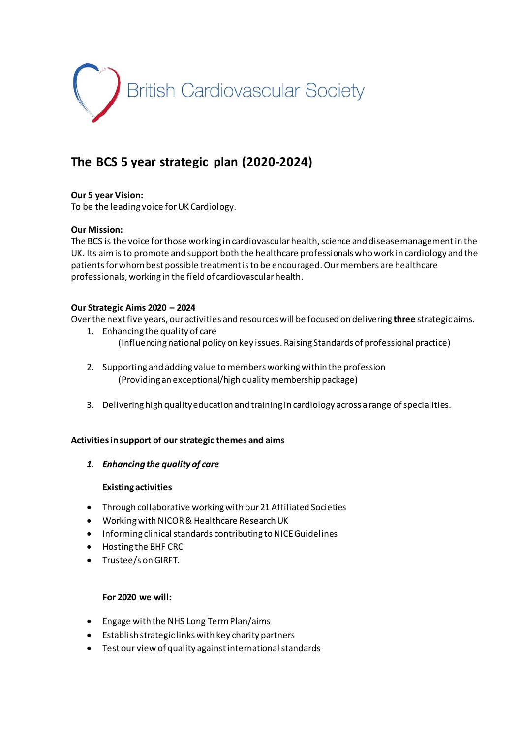British Cardiovascular Society

# The BCS 5 year strategic plan (2020-2024)

**Our 5 year Vision:**
To be the leading voice for UK Cardiology.

**Our Mission:**
The BCS is the voice for those working in cardiovascular health, science and disease management in the UK. Its aim is to promote and support both the healthcare professionals who work in cardiology and the patients for whom best possible treatment is to be encouraged. Our members are healthcare professionals, working in the field of cardiovascular health.

**Our Strategic Aims 2020 – 2024**
Over the next five years, our activities and resources will be focused on delivering **three** strategic aims.

1. Enhancing the quality of care
   (Influencing national policy on key issues. Raising Standards of professional practice)

2. Supporting and adding value to members working within the profession
   (Providing an exceptional/high quality membership package)

3. Delivering high quality education and training in cardiology across a range of specialities.

**Activities in support of our strategic themes and aims**

1. ***Enhancing the quality of care***

   **Existing activities**

- Through collaborative working with our 21 Affiliated Societies
- Working with NICOR & Healthcare Research UK
- Informing clinical standards contributing to NICE Guidelines
- Hosting the BHF CRC
- Trustee/s on GIRFT.

**For 2020 we will:**

- Engage with the NHS Long Term Plan/aims
- Establish strategic links with key charity partners
- Test our view of quality against international standards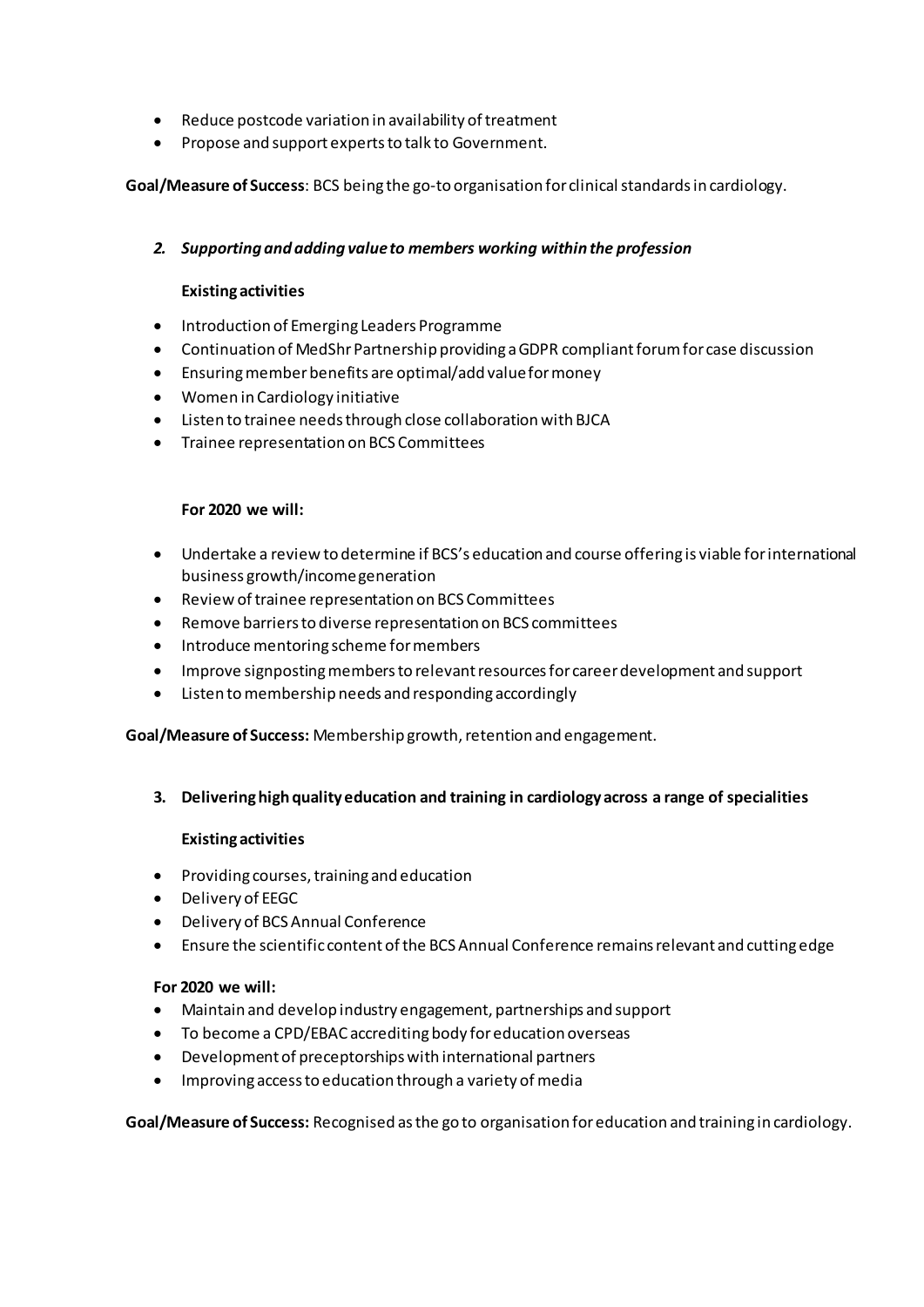- Reduce postcode variation in availability of treatment
- Propose and support experts to talk to Government.

**Goal/Measure of Success**: BCS being the go-to organisation for clinical standards in cardiology.

### *2. Supporting and adding value to members working within the profession*

**Existing activities**

- Introduction of Emerging Leaders Programme
- Continuation of MedShr Partnership providing a GDPR compliant forum for case discussion
- Ensuring member benefits are optimal/add value for money
- Women in Cardiology initiative
- Listen to trainee needs through close collaboration with BJCA
- Trainee representation on BCS Committees

**For 2020 we will:**

- Undertake a review to determine if BCS's education and course offering is viable for international business growth/income generation
- Review of trainee representation on BCS Committees
- Remove barriers to diverse representation on BCS committees
- Introduce mentoring scheme for members
- Improve signposting members to relevant resources for career development and support
- Listen to membership needs and responding accordingly

**Goal/Measure of Success:** Membership growth, retention and engagement.

### **3. Delivering high quality education and training in cardiology across a range of specialities**

**Existing activities**

- Providing courses, training and education
- Delivery of EEGC
- Delivery of BCS Annual Conference
- Ensure the scientific content of the BCS Annual Conference remains relevant and cutting edge

**For 2020 we will:**

- Maintain and develop industry engagement, partnerships and support
- To become a CPD/EBAC accrediting body for education overseas
- Development of preceptorships with international partners
- Improving access to education through a variety of media

**Goal/Measure of Success:** Recognised as the go to organisation for education and training in cardiology.